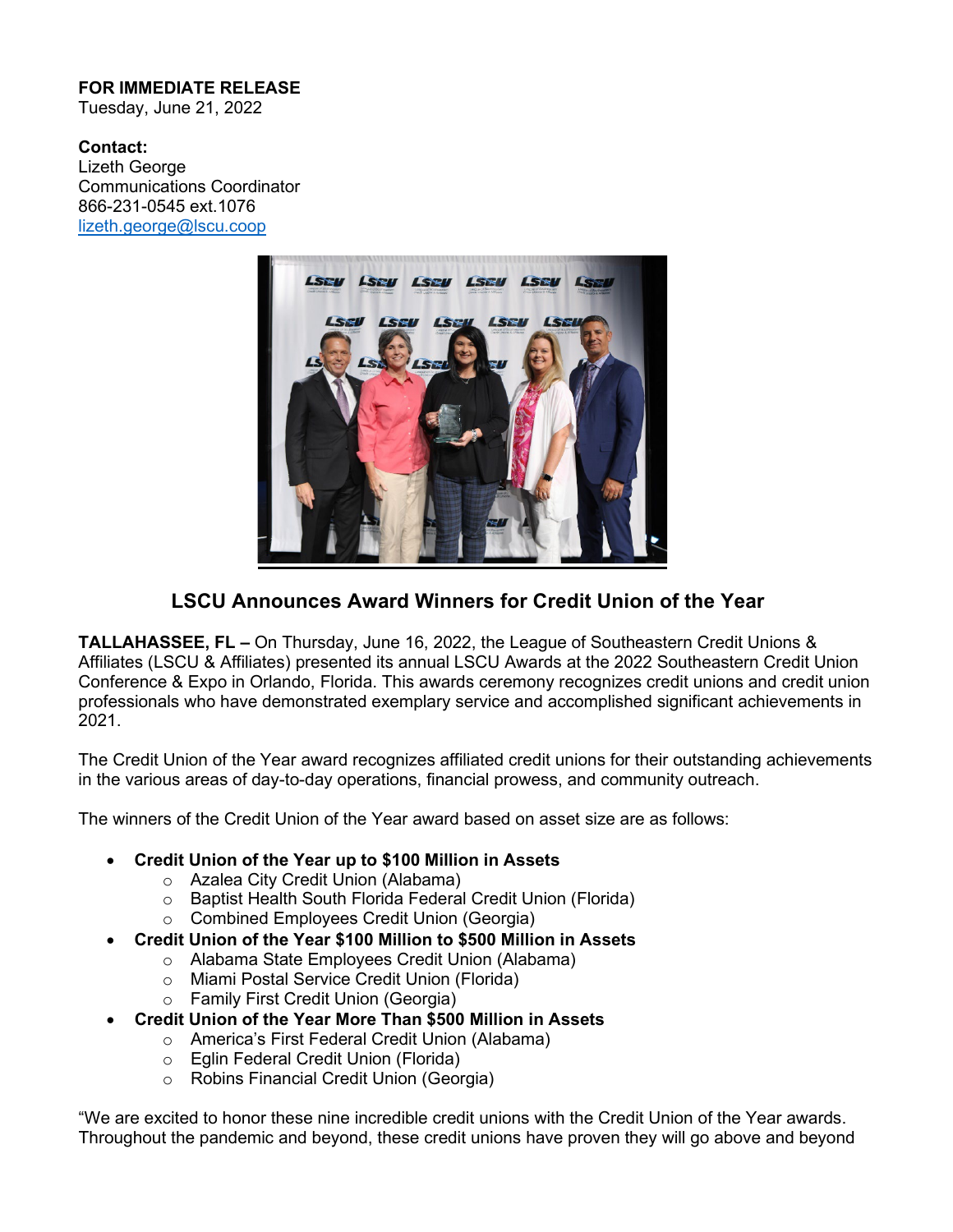**FOR IMMEDIATE RELEASE**
Tuesday, June 21, 2022

**Contact:**
Lizeth George
Communications Coordinator
866-231-0545 ext.1076
lizeth.george@lscu.coop

## LSCU Announces Award Winners for Credit Union of the Year

**TALLAHASSEE, FL –** On Thursday, June 16, 2022, the League of Southeastern Credit Unions & Affiliates (LSCU & Affiliates) presented its annual LSCU Awards at the 2022 Southeastern Credit Union Conference & Expo in Orlando, Florida. This awards ceremony recognizes credit unions and credit union professionals who have demonstrated exemplary service and accomplished significant achievements in 2021.

The Credit Union of the Year award recognizes affiliated credit unions for their outstanding achievements in the various areas of day-to-day operations, financial prowess, and community outreach.

The winners of the Credit Union of the Year award based on asset size are as follows:

- **Credit Union of the Year up to $100 Million in Assets**
  - Azalea City Credit Union (Alabama)
  - Baptist Health South Florida Federal Credit Union (Florida)
  - Combined Employees Credit Union (Georgia)
- **Credit Union of the Year $100 Million to $500 Million in Assets**
  - Alabama State Employees Credit Union (Alabama)
  - Miami Postal Service Credit Union (Florida)
  - Family First Credit Union (Georgia)
- **Credit Union of the Year More Than $500 Million in Assets**
  - America's First Federal Credit Union (Alabama)
  - Eglin Federal Credit Union (Florida)
  - Robins Financial Credit Union (Georgia)

"We are excited to honor these nine incredible credit unions with the Credit Union of the Year awards. Throughout the pandemic and beyond, these credit unions have proven they will go above and beyond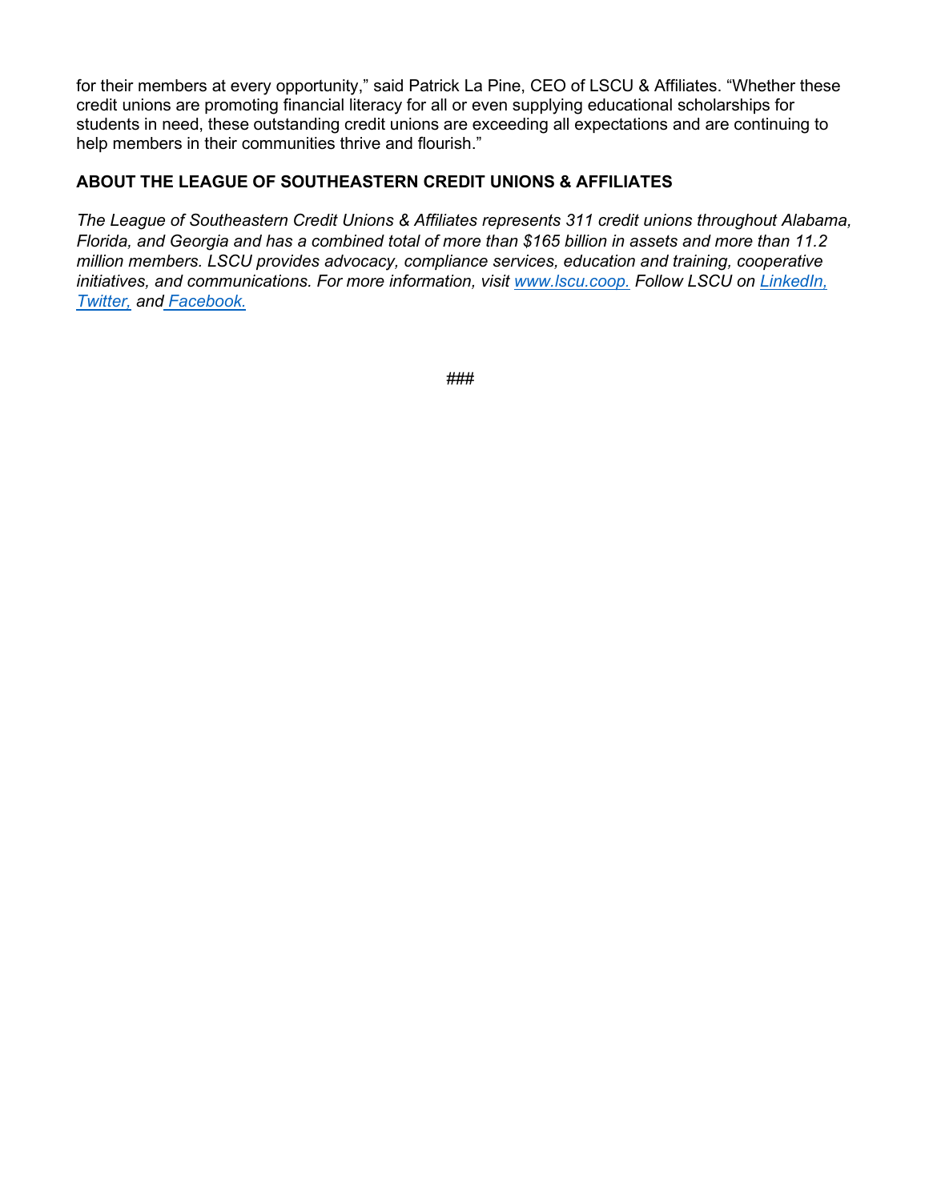for their members at every opportunity," said Patrick La Pine, CEO of LSCU & Affiliates. "Whether these credit unions are promoting financial literacy for all or even supplying educational scholarships for students in need, these outstanding credit unions are exceeding all expectations and are continuing to help members in their communities thrive and flourish."

**ABOUT THE LEAGUE OF SOUTHEASTERN CREDIT UNIONS & AFFILIATES**

*The League of Southeastern Credit Unions & Affiliates represents 311 credit unions throughout Alabama, Florida, and Georgia and has a combined total of more than $165 billion in assets and more than 11.2 million members. LSCU provides advocacy, compliance services, education and training, cooperative initiatives, and communications. For more information, visit [www.lscu.coop.](http://www.lscu.coop) Follow LSCU on [LinkedIn,](#) [Twitter,](#) and [Facebook.](#)*

###